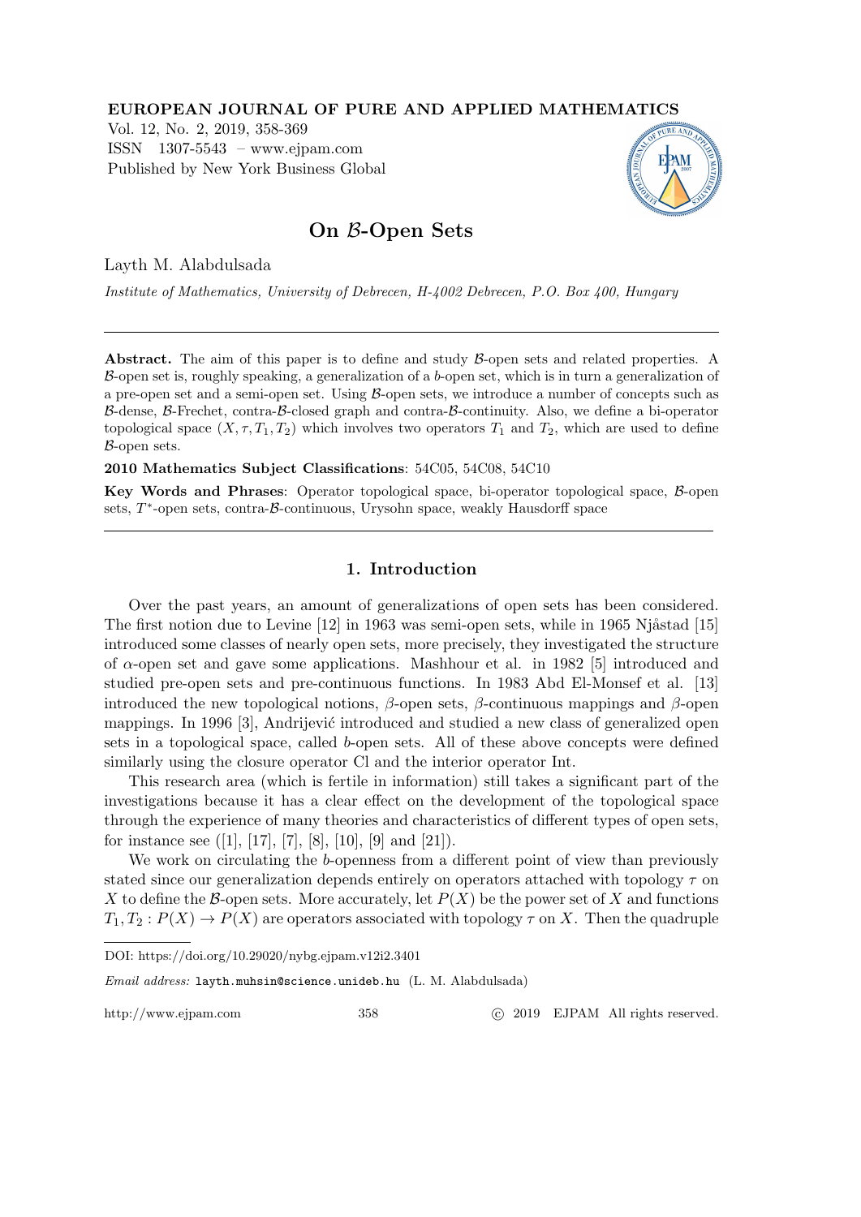**EUROPEAN JOURNAL OF PURE AND APPLIED MATHEMATICS**
Vol. 12, No. 2, 2019, 358-369
ISSN 1307-5543 – www.ejpam.com
Published by New York Business Global

# On $\mathcal{B}$-Open Sets

Layth M. Alabdulsada

*Institute of Mathematics, University of Debrecen, H-4002 Debrecen, P.O. Box 400, Hungary*

---

**Abstract.** The aim of this paper is to define and study $\mathcal{B}$-open sets and related properties. A $\mathcal{B}$-open set is, roughly speaking, a generalization of a $b$-open set, which is in turn a generalization of a pre-open set and a semi-open set. Using $\mathcal{B}$-open sets, we introduce a number of concepts such as $\mathcal{B}$-dense, $\mathcal{B}$-Frechet, contra-$\mathcal{B}$-closed graph and contra-$\mathcal{B}$-continuity. Also, we define a bi-operator topological space $(X, \tau, T_1, T_2)$ which involves two operators $T_1$ and $T_2$, which are used to define $\mathcal{B}$-open sets.

**2010 Mathematics Subject Classifications**: 54C05, 54C08, 54C10

**Key Words and Phrases**: Operator topological space, bi-operator topological space, $\mathcal{B}$-open sets, $T^*$-open sets, contra-$\mathcal{B}$-continuous, Urysohn space, weakly Hausdorff space

---

## 1. Introduction

Over the past years, an amount of generalizations of open sets has been considered. The first notion due to Levine [12] in 1963 was semi-open sets, while in 1965 Njåstad [15] introduced some classes of nearly open sets, more precisely, they investigated the structure of $\alpha$-open set and gave some applications. Mashhour et al. in 1982 [5] introduced and studied pre-open sets and pre-continuous functions. In 1983 Abd El-Monsef et al. [13] introduced the new topological notions, $\beta$-open sets, $\beta$-continuous mappings and $\beta$-open mappings. In 1996 [3], Andrijević introduced and studied a new class of generalized open sets in a topological space, called $b$-open sets. All of these above concepts were defined similarly using the closure operator Cl and the interior operator Int.

This research area (which is fertile in information) still takes a significant part of the investigations because it has a clear effect on the development of the topological space through the experience of many theories and characteristics of different types of open sets, for instance see ([1], [17], [7], [8], [10], [9] and [21]).

We work on circulating the $b$-openness from a different point of view than previously stated since our generalization depends entirely on operators attached with topology $\tau$ on $X$ to define the $\mathcal{B}$-open sets. More accurately, let $P(X)$ be the power set of $X$ and functions $T_1, T_2 : P(X) \to P(X)$ are operators associated with topology $\tau$ on $X$. Then the quadruple

---

DOI: https://doi.org/10.29020/nybg.ejpam.v12i2.3401

*Email address:* layth.muhsin@science.unideb.hu (L. M. Alabdulsada)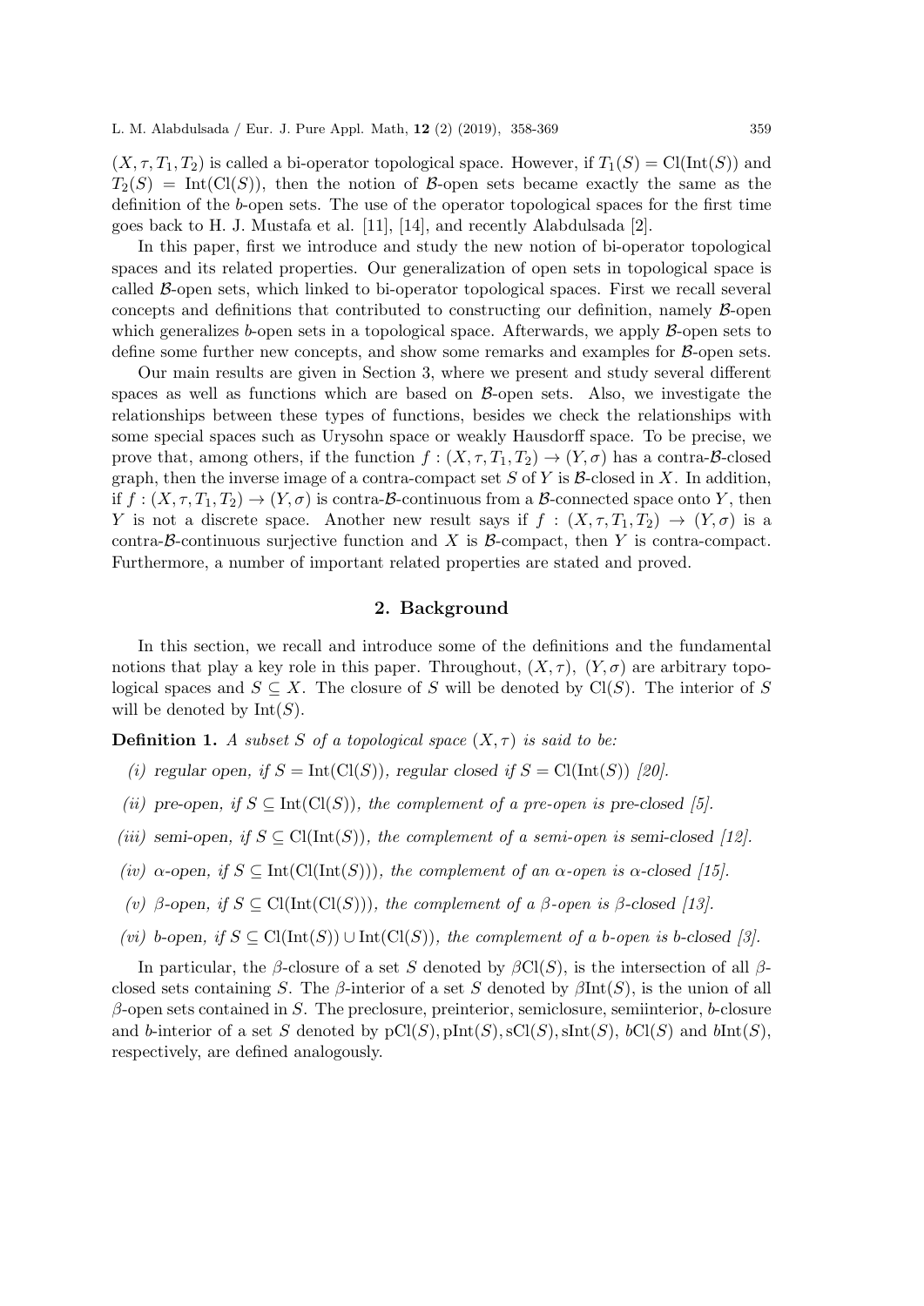$(X, \tau, T_1, T_2)$ is called a bi-operator topological space. However, if $T_1(S) = \mathrm{Cl}(\mathrm{Int}(S))$ and $T_2(S) = \mathrm{Int}(\mathrm{Cl}(S))$, then the notion of $\mathcal{B}$-open sets became exactly the same as the definition of the $b$-open sets. The use of the operator topological spaces for the first time goes back to H. J. Mustafa et al. [11], [14], and recently Alabdulsada [2].

In this paper, first we introduce and study the new notion of bi-operator topological spaces and its related properties. Our generalization of open sets in topological space is called $\mathcal{B}$-open sets, which linked to bi-operator topological spaces. First we recall several concepts and definitions that contributed to constructing our definition, namely $\mathcal{B}$-open which generalizes $b$-open sets in a topological space. Afterwards, we apply $\mathcal{B}$-open sets to define some further new concepts, and show some remarks and examples for $\mathcal{B}$-open sets.

Our main results are given in Section 3, where we present and study several different spaces as well as functions which are based on $\mathcal{B}$-open sets. Also, we investigate the relationships between these types of functions, besides we check the relationships with some special spaces such as Urysohn space or weakly Hausdorff space. To be precise, we prove that, among others, if the function $f : (X, \tau, T_1, T_2) \to (Y, \sigma)$ has a contra-$\mathcal{B}$-closed graph, then the inverse image of a contra-compact set $S$ of $Y$ is $\mathcal{B}$-closed in $X$. In addition, if $f : (X, \tau, T_1, T_2) \to (Y, \sigma)$ is contra-$\mathcal{B}$-continuous from a $\mathcal{B}$-connected space onto $Y$, then $Y$ is not a discrete space. Another new result says if $f : (X, \tau, T_1, T_2) \to (Y, \sigma)$ is a contra-$\mathcal{B}$-continuous surjective function and $X$ is $\mathcal{B}$-compact, then $Y$ is contra-compact. Furthermore, a number of important related properties are stated and proved.

## 2. Background

In this section, we recall and introduce some of the definitions and the fundamental notions that play a key role in this paper. Throughout, $(X, \tau)$, $(Y, \sigma)$ are arbitrary topological spaces and $S \subseteq X$. The closure of $S$ will be denoted by $\mathrm{Cl}(S)$. The interior of $S$ will be denoted by $\mathrm{Int}(S)$.

**Definition 1.** *A subset $S$ of a topological space $(X, \tau)$ is said to be:*

*(i) regular open, if $S = \mathrm{Int}(\mathrm{Cl}(S))$, regular closed if $S = \mathrm{Cl}(\mathrm{Int}(S))$ [20].*

*(ii) pre-open, if $S \subseteq \mathrm{Int}(\mathrm{Cl}(S))$, the complement of a pre-open is pre-closed [5].*

*(iii) semi-open, if $S \subseteq \mathrm{Cl}(\mathrm{Int}(S))$, the complement of a semi-open is semi-closed [12].*

*(iv) $\alpha$-open, if $S \subseteq \mathrm{Int}(\mathrm{Cl}(\mathrm{Int}(S)))$, the complement of an $\alpha$-open is $\alpha$-closed [15].*

*(v) $\beta$-open, if $S \subseteq \mathrm{Cl}(\mathrm{Int}(\mathrm{Cl}(S)))$, the complement of a $\beta$-open is $\beta$-closed [13].*

*(vi) $b$-open, if $S \subseteq \mathrm{Cl}(\mathrm{Int}(S)) \cup \mathrm{Int}(\mathrm{Cl}(S))$, the complement of a $b$-open is $b$-closed [3].*

In particular, the $\beta$-closure of a set $S$ denoted by $\beta\mathrm{Cl}(S)$, is the intersection of all $\beta$-closed sets containing $S$. The $\beta$-interior of a set $S$ denoted by $\beta\mathrm{Int}(S)$, is the union of all $\beta$-open sets contained in $S$. The preclosure, preinterior, semiclosure, semiinterior, $b$-closure and $b$-interior of a set $S$ denoted by $\mathrm{pCl}(S), \mathrm{pInt}(S), \mathrm{sCl}(S), \mathrm{sInt}(S)$, $b\mathrm{Cl}(S)$ and $b\mathrm{Int}(S)$, respectively, are defined analogously.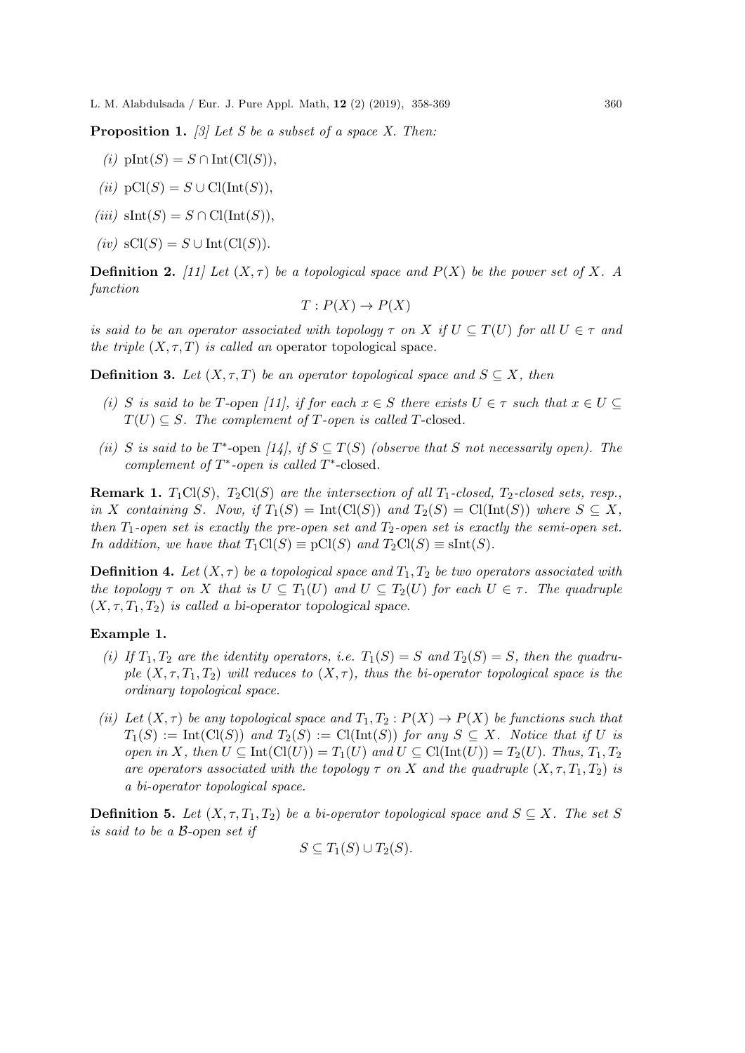**Proposition 1.** *[3] Let $S$ be a subset of a space $X$. Then:*

*(i)* $\mathrm{pInt}(S) = S \cap \mathrm{Int}(\mathrm{Cl}(S))$,

*(ii)* $\mathrm{pCl}(S) = S \cup \mathrm{Cl}(\mathrm{Int}(S))$,

*(iii)* $\mathrm{sInt}(S) = S \cap \mathrm{Cl}(\mathrm{Int}(S))$,

*(iv)* $\mathrm{sCl}(S) = S \cup \mathrm{Int}(\mathrm{Cl}(S))$.

**Definition 2.** *[11] Let $(X, \tau)$ be a topological space and $P(X)$ be the power set of $X$. A function*

$$T : P(X) \to P(X)$$

*is said to be an operator associated with topology $\tau$ on $X$ if $U \subseteq T(U)$ for all $U \in \tau$ and the triple $(X, \tau, T)$ is called an* operator topological space*.*

**Definition 3.** *Let $(X, \tau, T)$ be an operator topological space and $S \subseteq X$, then*

*(i) $S$ is said to be $T$-*open *[11], if for each $x \in S$ there exists $U \in \tau$ such that $x \in U \subseteq T(U) \subseteq S$. The complement of $T$-open is called $T$-*closed*.*

*(ii) $S$ is said to be $T^*$-*open *[14], if $S \subseteq T(S)$ (observe that $S$ not necessarily open). The complement of $T^*$-open is called $T^*$-*closed*.*

**Remark 1.** *$T_1\mathrm{Cl}(S)$, $T_2\mathrm{Cl}(S)$ are the intersection of all $T_1$-closed, $T_2$-closed sets, resp., in $X$ containing $S$. Now, if $T_1(S) = \mathrm{Int}(\mathrm{Cl}(S))$ and $T_2(S) = \mathrm{Cl}(\mathrm{Int}(S))$ where $S \subseteq X$, then $T_1$-open set is exactly the pre-open set and $T_2$-open set is exactly the semi-open set. In addition, we have that $T_1\mathrm{Cl}(S) \equiv \mathrm{pCl}(S)$ and $T_2\mathrm{Cl}(S) \equiv \mathrm{sInt}(S)$.*

**Definition 4.** *Let $(X, \tau)$ be a topological space and $T_1, T_2$ be two operators associated with the topology $\tau$ on $X$ that is $U \subseteq T_1(U)$ and $U \subseteq T_2(U)$ for each $U \in \tau$. The quadruple $(X, \tau, T_1, T_2)$ is called a* bi-operator topological space*.*

**Example 1.**

*(i) If $T_1, T_2$ are the identity operators, i.e. $T_1(S) = S$ and $T_2(S) = S$, then the quadruple $(X, \tau, T_1, T_2)$ will reduces to $(X, \tau)$, thus the bi-operator topological space is the ordinary topological space.*

*(ii) Let $(X, \tau)$ be any topological space and $T_1, T_2 : P(X) \to P(X)$ be functions such that $T_1(S) := \mathrm{Int}(\mathrm{Cl}(S))$ and $T_2(S) := \mathrm{Cl}(\mathrm{Int}(S))$ for any $S \subseteq X$. Notice that if $U$ is open in $X$, then $U \subseteq \mathrm{Int}(\mathrm{Cl}(U)) = T_1(U)$ and $U \subseteq \mathrm{Cl}(\mathrm{Int}(U)) = T_2(U)$. Thus, $T_1, T_2$ are operators associated with the topology $\tau$ on $X$ and the quadruple $(X, \tau, T_1, T_2)$ is a bi-operator topological space.*

**Definition 5.** *Let $(X, \tau, T_1, T_2)$ be a bi-operator topological space and $S \subseteq X$. The set $S$ is said to be a $\mathcal{B}$-*open set *if*

$$S \subseteq T_1(S) \cup T_2(S).$$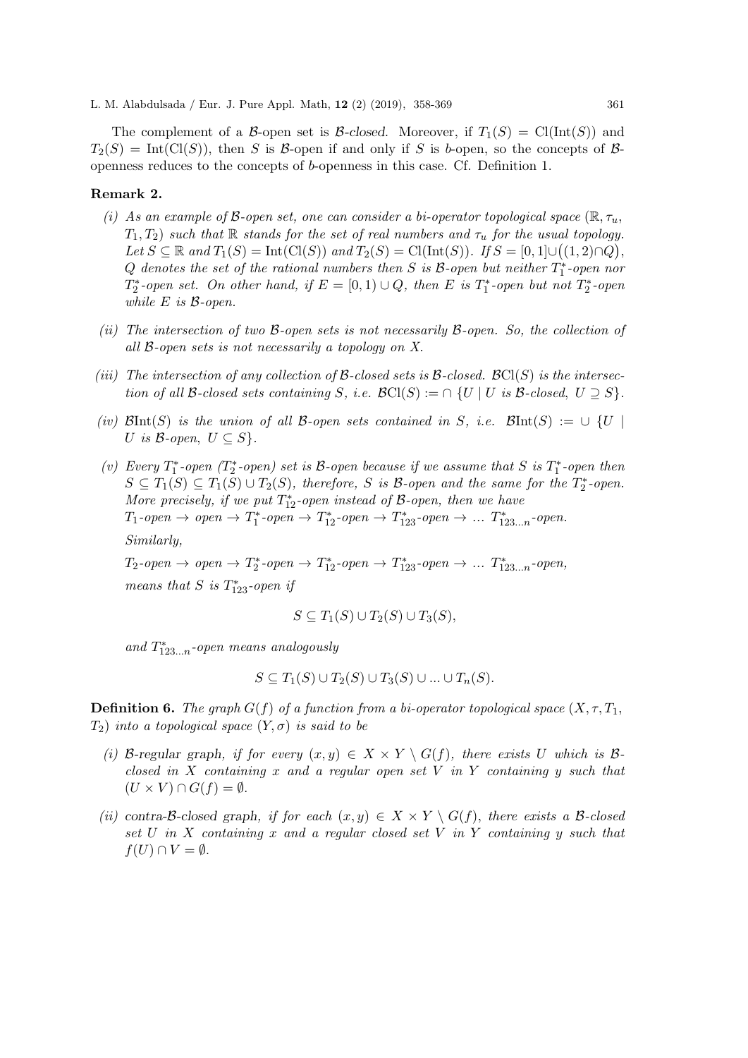The complement of a $\mathcal{B}$-open set is *$\mathcal{B}$-closed*. Moreover, if $T_1(S) = \mathrm{Cl}(\mathrm{Int}(S))$ and $T_2(S) = \mathrm{Int}(\mathrm{Cl}(S))$, then $S$ is $\mathcal{B}$-open if and only if $S$ is $b$-open, so the concepts of $\mathcal{B}$-openness reduces to the concepts of $b$-openness in this case. Cf. Definition 1.

**Remark 2.**

*(i) As an example of $\mathcal{B}$-open set, one can consider a bi-operator topological space $(\mathbb{R}, \tau_u, T_1, T_2)$ such that $\mathbb{R}$ stands for the set of real numbers and $\tau_u$ for the usual topology. Let $S \subseteq \mathbb{R}$ and $T_1(S) = \mathrm{Int}(\mathrm{Cl}(S))$ and $T_2(S) = \mathrm{Cl}(\mathrm{Int}(S))$. If $S = [0,1] \cup \big((1,2) \cap Q\big)$, $Q$ denotes the set of the rational numbers then $S$ is $\mathcal{B}$-open but neither $T_1^*$-open nor $T_2^*$-open set. On other hand, if $E = [0,1) \cup Q$, then $E$ is $T_1^*$-open but not $T_2^*$-open while $E$ is $\mathcal{B}$-open.*

*(ii) The intersection of two $\mathcal{B}$-open sets is not necessarily $\mathcal{B}$-open. So, the collection of all $\mathcal{B}$-open sets is not necessarily a topology on $X$.*

*(iii) The intersection of any collection of $\mathcal{B}$-closed sets is $\mathcal{B}$-closed. $\mathcal{B}\mathrm{Cl}(S)$ is the intersection of all $\mathcal{B}$-closed sets containing $S$, i.e. $\mathcal{B}\mathrm{Cl}(S) := \cap \{U \mid U \text{ is } \mathcal{B}\text{-closed}, \ U \supseteq S\}$.*

*(iv) $\mathcal{B}\mathrm{Int}(S)$ is the union of all $\mathcal{B}$-open sets contained in $S$, i.e. $\mathcal{B}\mathrm{Int}(S) := \cup \{U \mid U \text{ is } \mathcal{B}\text{-open}, \ U \subseteq S\}$.*

*(v) Every $T_1^*$-open ($T_2^*$-open) set is $\mathcal{B}$-open because if we assume that $S$ is $T_1^*$-open then $S \subseteq T_1(S) \subseteq T_1(S) \cup T_2(S)$, therefore, $S$ is $\mathcal{B}$-open and the same for the $T_2^*$-open. More precisely, if we put $T_{12}^*$-open instead of $\mathcal{B}$-open, then we have*
*$T_1$-open $\to$ open $\to$ $T_1^*$-open $\to$ $T_{12}^*$-open $\to$ $T_{123}^*$-open $\to$ ... $T_{123\ldots n}^*$-open.*

*Similarly,*

*$T_2$-open $\to$ open $\to$ $T_2^*$-open $\to$ $T_{12}^*$-open $\to$ $T_{123}^*$-open $\to$ ... $T_{123\ldots n}^*$-open,*

*means that $S$ is $T_{123}^*$-open if*

$$S \subseteq T_1(S) \cup T_2(S) \cup T_3(S),$$

*and $T_{123\ldots n}^*$-open means analogously*

$$S \subseteq T_1(S) \cup T_2(S) \cup T_3(S) \cup \ldots \cup T_n(S).$$

**Definition 6.** *The graph $G(f)$ of a function from a bi-operator topological space $(X, \tau, T_1, T_2)$ into a topological space $(Y, \sigma)$ is said to be*

*(i) $\mathcal{B}$-regular graph, if for every $(x, y) \in X \times Y \setminus G(f)$, there exists $U$ which is $\mathcal{B}$-closed in $X$ containing $x$ and a regular open set $V$ in $Y$ containing $y$ such that $(U \times V) \cap G(f) = \emptyset$.*

*(ii) contra-$\mathcal{B}$-closed graph, if for each $(x, y) \in X \times Y \setminus G(f)$, there exists a $\mathcal{B}$-closed set $U$ in $X$ containing $x$ and a regular closed set $V$ in $Y$ containing $y$ such that $f(U) \cap V = \emptyset$.*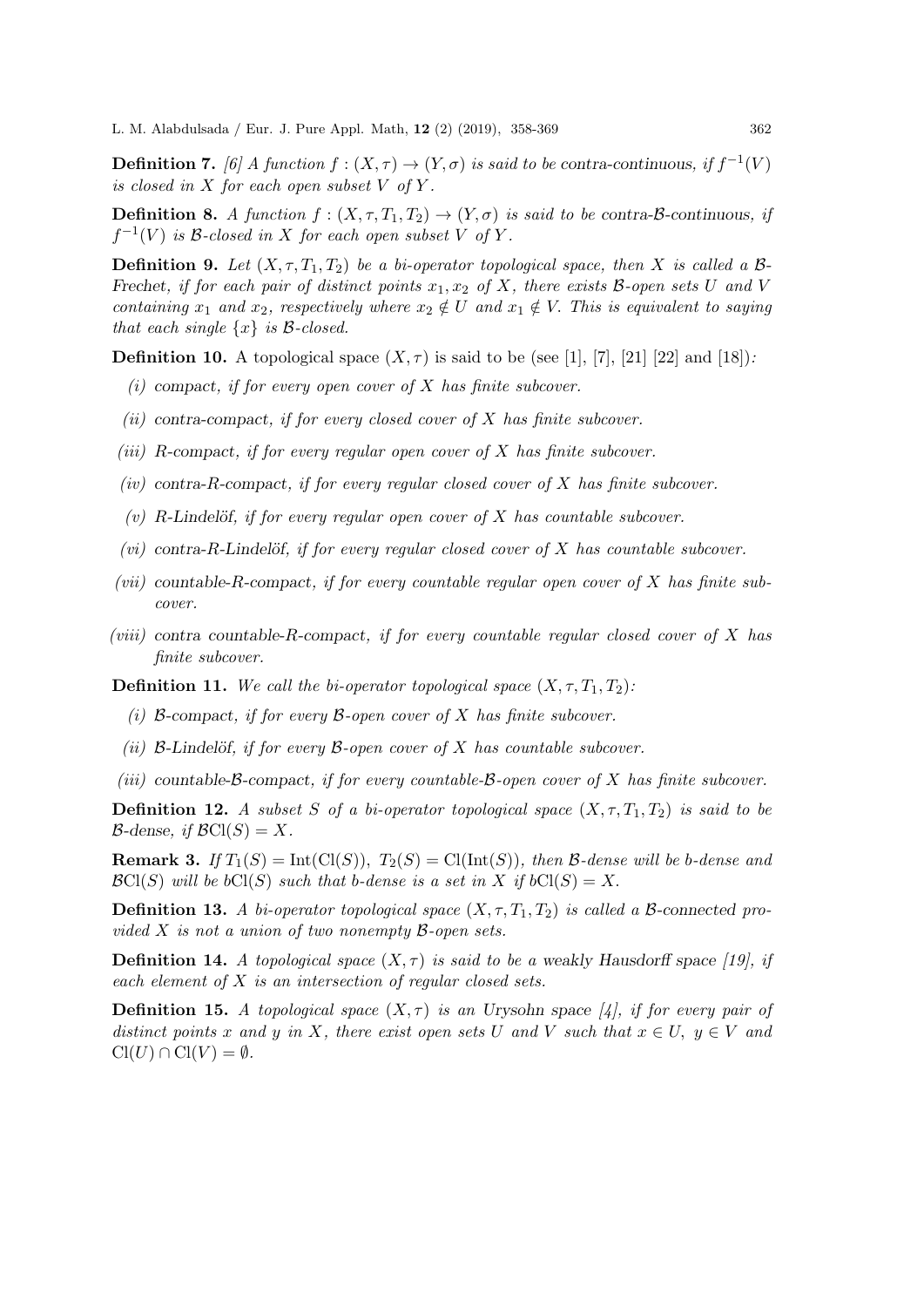**Definition 7.** *[6] A function $f : (X, \tau) \to (Y, \sigma)$ is said to be* contra-continuous*, if $f^{-1}(V)$ is closed in $X$ for each open subset $V$ of $Y$.*

**Definition 8.** *A function $f : (X, \tau, T_1, T_2) \to (Y, \sigma)$ is said to be* contra-$\mathcal{B}$-continuous*, if $f^{-1}(V)$ is $\mathcal{B}$-closed in $X$ for each open subset $V$ of $Y$.*

**Definition 9.** *Let $(X, \tau, T_1, T_2)$ be a bi-operator topological space, then $X$ is called a* $\mathcal{B}$-Frechet*, if for each pair of distinct points $x_1, x_2$ of $X$, there exists $\mathcal{B}$-open sets $U$ and $V$ containing $x_1$ and $x_2$, respectively where $x_2 \notin U$ and $x_1 \notin V$. This is equivalent to saying that each single $\{x\}$ is $\mathcal{B}$-closed.*

**Definition 10.** A topological space $(X, \tau)$ is said to be (see [1], [7], [21] [22] and [18])*:*

*(i)* compact*, if for every open cover of $X$ has finite subcover.*

*(ii)* contra-compact*, if for every closed cover of $X$ has finite subcover.*

*(iii)* R-compact*, if for every regular open cover of $X$ has finite subcover.*

*(iv)* contra-R-compact*, if for every regular closed cover of $X$ has finite subcover.*

*(v)* R-Lindelöf*, if for every regular open cover of $X$ has countable subcover.*

*(vi)* contra-R-Lindelöf*, if for every regular closed cover of $X$ has countable subcover.*

*(vii)* countable-R-compact*, if for every countable regular open cover of $X$ has finite subcover.*

*(viii)* contra countable-R-compact*, if for every countable regular closed cover of $X$ has finite subcover.*

**Definition 11.** *We call the bi-operator topological space $(X, \tau, T_1, T_2)$:*

*(i)* $\mathcal{B}$-compact*, if for every $\mathcal{B}$-open cover of $X$ has finite subcover.*

*(ii)* $\mathcal{B}$-Lindelöf*, if for every $\mathcal{B}$-open cover of $X$ has countable subcover.*

*(iii)* countable-$\mathcal{B}$-compact*, if for every countable-$\mathcal{B}$-open cover of $X$ has finite subcover.*

**Definition 12.** *A subset $S$ of a bi-operator topological space $(X, \tau, T_1, T_2)$ is said to be* $\mathcal{B}$-dense*, if $\mathcal{B}\mathrm{Cl}(S) = X$.*

**Remark 3.** *If $T_1(S) = \mathrm{Int}(\mathrm{Cl}(S)),\ T_2(S) = \mathrm{Cl}(\mathrm{Int}(S))$, then $\mathcal{B}$-dense will be b-dense and $\mathcal{B}\mathrm{Cl}(S)$ will be $b\mathrm{Cl}(S)$ such that b-dense is a set in $X$ if $b\mathrm{Cl}(S) = X$.*

**Definition 13.** *A bi-operator topological space $(X, \tau, T_1, T_2)$ is called a* $\mathcal{B}$-connected *provided $X$ is not a union of two nonempty $\mathcal{B}$-open sets.*

**Definition 14.** *A topological space $(X, \tau)$ is said to be a* weakly Hausdorff space *[19], if each element of $X$ is an intersection of regular closed sets.*

**Definition 15.** *A topological space $(X, \tau)$ is an* Urysohn space *[4], if for every pair of distinct points $x$ and $y$ in $X$, there exist open sets $U$ and $V$ such that $x \in U,\ y \in V$ and $\mathrm{Cl}(U) \cap \mathrm{Cl}(V) = \emptyset$.*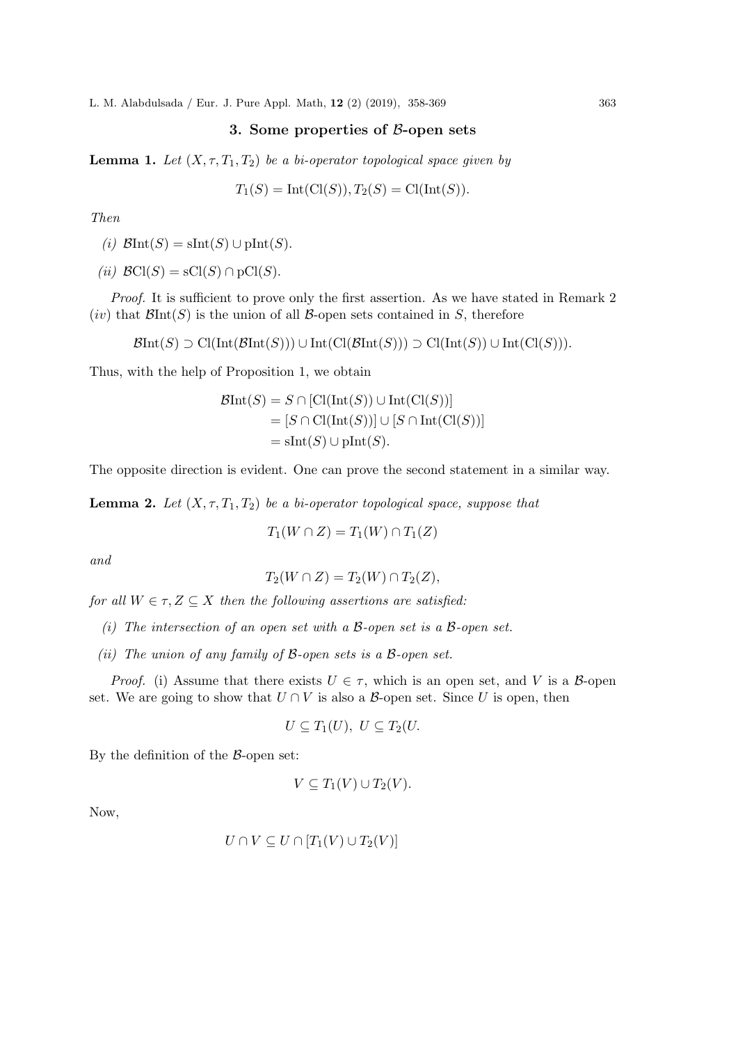## 3. Some properties of $\mathcal{B}$-open sets

**Lemma 1.** *Let $(X, \tau, T_1, T_2)$ be a bi-operator topological space given by*

$$T_1(S) = \text{Int}(\text{Cl}(S)), T_2(S) = \text{Cl}(\text{Int}(S)).$$

*Then*

*(i)* $\mathcal{B}\text{Int}(S) = \text{sInt}(S) \cup \text{pInt}(S)$.

*(ii)* $\mathcal{B}\text{Cl}(S) = \text{sCl}(S) \cap \text{pCl}(S)$.

*Proof.* It is sufficient to prove only the first assertion. As we have stated in Remark 2 $(iv)$ that $\mathcal{B}\text{Int}(S)$ is the union of all $\mathcal{B}$-open sets contained in $S$, therefore

$$\mathcal{B}\text{Int}(S) \supset \text{Cl}(\text{Int}(\mathcal{B}\text{Int}(S))) \cup \text{Int}(\text{Cl}(\mathcal{B}\text{Int}(S))) \supset \text{Cl}(\text{Int}(S)) \cup \text{Int}(\text{Cl}(S))).$$

Thus, with the help of Proposition 1, we obtain

$$\begin{aligned}
\mathcal{B}\text{Int}(S) &= S \cap [\text{Cl}(\text{Int}(S)) \cup \text{Int}(\text{Cl}(S))] \\
&= [S \cap \text{Cl}(\text{Int}(S))] \cup [S \cap \text{Int}(\text{Cl}(S))] \\
&= \text{sInt}(S) \cup \text{pInt}(S).
\end{aligned}$$

The opposite direction is evident. One can prove the second statement in a similar way.

**Lemma 2.** *Let $(X, \tau, T_1, T_2)$ be a bi-operator topological space, suppose that*

$$T_1(W \cap Z) = T_1(W) \cap T_1(Z)$$

*and*

$$T_2(W \cap Z) = T_2(W) \cap T_2(Z),$$

*for all $W \in \tau, Z \subseteq X$ then the following assertions are satisfied:*

*(i) The intersection of an open set with a $\mathcal{B}$-open set is a $\mathcal{B}$-open set.*

*(ii) The union of any family of $\mathcal{B}$-open sets is a $\mathcal{B}$-open set.*

*Proof.* (i) Assume that there exists $U \in \tau$, which is an open set, and $V$ is a $\mathcal{B}$-open set. We are going to show that $U \cap V$ is also a $\mathcal{B}$-open set. Since $U$ is open, then

$$U \subseteq T_1(U), \ U \subseteq T_2(U.$$

By the definition of the $\mathcal{B}$-open set:

$$V \subseteq T_1(V) \cup T_2(V).$$

Now,

$$U \cap V \subseteq U \cap [T_1(V) \cup T_2(V)]$$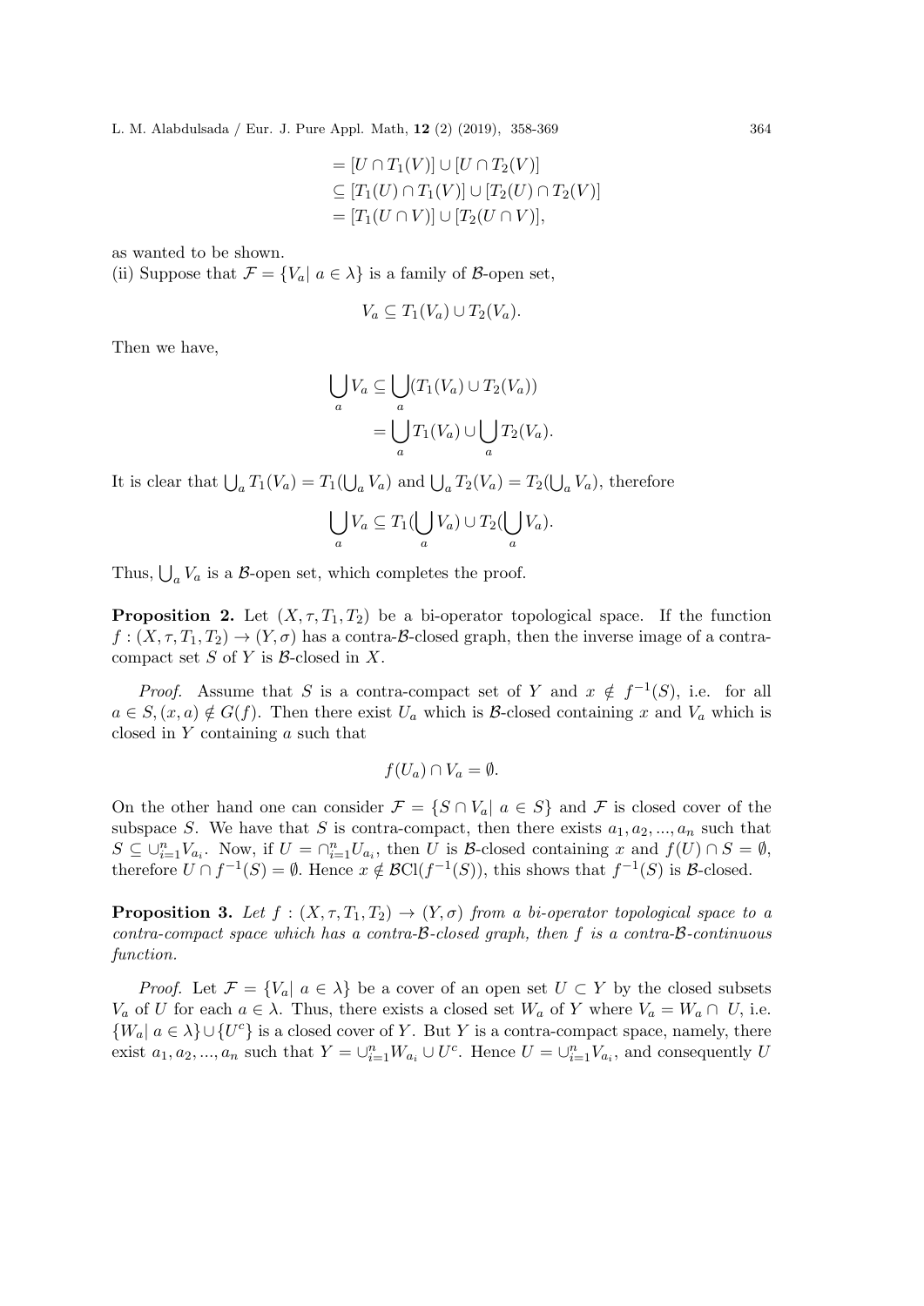$$
\begin{aligned}
&= [U \cap T_1(V)] \cup [U \cap T_2(V)] \\
&\subseteq [T_1(U) \cap T_1(V)] \cup [T_2(U) \cap T_2(V)] \\
&= [T_1(U \cap V)] \cup [T_2(U \cap V)],
\end{aligned}
$$

as wanted to be shown.

(ii) Suppose that $\mathcal{F} = \{V_a | \ a \in \lambda\}$ is a family of $\mathcal{B}$-open set,

$$
V_a \subseteq T_1(V_a) \cup T_2(V_a).
$$

Then we have,

$$
\begin{aligned}
\bigcup_a V_a &\subseteq \bigcup_a (T_1(V_a) \cup T_2(V_a)) \\
&= \bigcup_a T_1(V_a) \cup \bigcup_a T_2(V_a).
\end{aligned}
$$

It is clear that $\bigcup_a T_1(V_a) = T_1(\bigcup_a V_a)$ and $\bigcup_a T_2(V_a) = T_2(\bigcup_a V_a)$, therefore

$$
\bigcup_a V_a \subseteq T_1(\bigcup_a V_a) \cup T_2(\bigcup_a V_a).
$$

Thus, $\bigcup_a V_a$ is a $\mathcal{B}$-open set, which completes the proof.

**Proposition 2.** Let $(X, \tau, T_1, T_2)$ be a bi-operator topological space. If the function $f : (X, \tau, T_1, T_2) \to (Y, \sigma)$ has a contra-$\mathcal{B}$-closed graph, then the inverse image of a contra-compact set $S$ of $Y$ is $\mathcal{B}$-closed in $X$.

*Proof.* Assume that $S$ is a contra-compact set of $Y$ and $x \notin f^{-1}(S)$, i.e. for all $a \in S, (x, a) \notin G(f)$. Then there exist $U_a$ which is $\mathcal{B}$-closed containing $x$ and $V_a$ which is closed in $Y$ containing $a$ such that

$$
f(U_a) \cap V_a = \emptyset.
$$

On the other hand one can consider $\mathcal{F} = \{S \cap V_a | \ a \in S\}$ and $\mathcal{F}$ is closed cover of the subspace $S$. We have that $S$ is contra-compact, then there exists $a_1, a_2, ..., a_n$ such that $S \subseteq \cup_{i=1}^{n} V_{a_i}$. Now, if $U = \cap_{i=1}^{n} U_{a_i}$, then $U$ is $\mathcal{B}$-closed containing $x$ and $f(U) \cap S = \emptyset$, therefore $U \cap f^{-1}(S) = \emptyset$. Hence $x \notin \mathcal{B}\mathrm{Cl}(f^{-1}(S))$, this shows that $f^{-1}(S)$ is $\mathcal{B}$-closed.

**Proposition 3.** *Let $f : (X, \tau, T_1, T_2) \to (Y, \sigma)$ from a bi-operator topological space to a contra-compact space which has a contra-$\mathcal{B}$-closed graph, then $f$ is a contra-$\mathcal{B}$-continuous function.*

*Proof.* Let $\mathcal{F} = \{V_a | \ a \in \lambda\}$ be a cover of an open set $U \subset Y$ by the closed subsets $V_a$ of $U$ for each $a \in \lambda$. Thus, there exists a closed set $W_a$ of $Y$ where $V_a = W_a \cap U$, i.e. $\{W_a | \ a \in \lambda\} \cup \{U^c\}$ is a closed cover of $Y$. But $Y$ is a contra-compact space, namely, there exist $a_1, a_2, ..., a_n$ such that $Y = \cup_{i=1}^{n} W_{a_i} \cup U^c$. Hence $U = \cup_{i=1}^{n} V_{a_i}$, and consequently $U$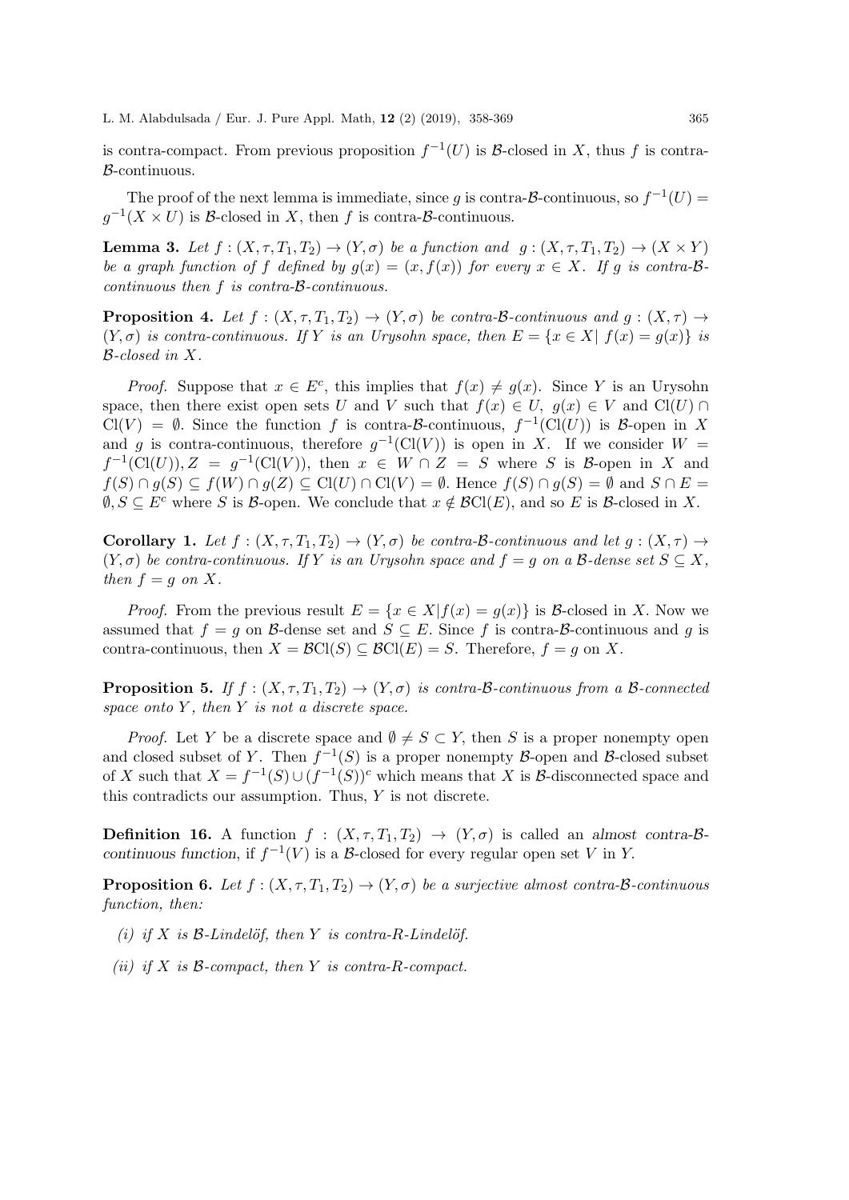is contra-compact. From previous proposition $f^{-1}(U)$ is $\mathcal{B}$-closed in $X$, thus $f$ is contra-$\mathcal{B}$-continuous.

The proof of the next lemma is immediate, since $g$ is contra-$\mathcal{B}$-continuous, so $f^{-1}(U) = g^{-1}(X \times U)$ is $\mathcal{B}$-closed in $X$, then $f$ is contra-$\mathcal{B}$-continuous.

**Lemma 3.** *Let $f : (X, \tau, T_1, T_2) \to (Y, \sigma)$ be a function and $g : (X, \tau, T_1, T_2) \to (X \times Y)$ be a graph function of $f$ defined by $g(x) = (x, f(x))$ for every $x \in X$. If $g$ is contra-$\mathcal{B}$-continuous then $f$ is contra-$\mathcal{B}$-continuous.*

**Proposition 4.** *Let $f : (X, \tau, T_1, T_2) \to (Y, \sigma)$ be contra-$\mathcal{B}$-continuous and $g : (X, \tau) \to (Y, \sigma)$ is contra-continuous. If $Y$ is an Urysohn space, then $E = \{x \in X |\ f(x) = g(x)\}$ is $\mathcal{B}$-closed in $X$.*

*Proof.* Suppose that $x \in E^c$, this implies that $f(x) \neq g(x)$. Since $Y$ is an Urysohn space, then there exist open sets $U$ and $V$ such that $f(x) \in U,\ g(x) \in V$ and $\mathrm{Cl}(U) \cap \mathrm{Cl}(V) = \emptyset$. Since the function $f$ is contra-$\mathcal{B}$-continuous, $f^{-1}(\mathrm{Cl}(U))$ is $\mathcal{B}$-open in $X$ and $g$ is contra-continuous, therefore $g^{-1}(\mathrm{Cl}(V))$ is open in $X$. If we consider $W = f^{-1}(\mathrm{Cl}(U)), Z = g^{-1}(\mathrm{Cl}(V))$, then $x \in W \cap Z = S$ where $S$ is $\mathcal{B}$-open in $X$ and $f(S) \cap g(S) \subseteq f(W) \cap g(Z) \subseteq \mathrm{Cl}(U) \cap \mathrm{Cl}(V) = \emptyset$. Hence $f(S) \cap g(S) = \emptyset$ and $S \cap E = \emptyset, S \subseteq E^c$ where $S$ is $\mathcal{B}$-open. We conclude that $x \notin \mathcal{B}\mathrm{Cl}(E)$, and so $E$ is $\mathcal{B}$-closed in $X$.

**Corollary 1.** *Let $f : (X, \tau, T_1, T_2) \to (Y, \sigma)$ be contra-$\mathcal{B}$-continuous and let $g : (X, \tau) \to (Y, \sigma)$ be contra-continuous. If $Y$ is an Urysohn space and $f = g$ on a $\mathcal{B}$-dense set $S \subseteq X$, then $f = g$ on $X$.*

*Proof.* From the previous result $E = \{x \in X | f(x) = g(x)\}$ is $\mathcal{B}$-closed in $X$. Now we assumed that $f = g$ on $\mathcal{B}$-dense set and $S \subseteq E$. Since $f$ is contra-$\mathcal{B}$-continuous and $g$ is contra-continuous, then $X = \mathcal{B}\mathrm{Cl}(S) \subseteq \mathcal{B}\mathrm{Cl}(E) = S$. Therefore, $f = g$ on $X$.

**Proposition 5.** *If $f : (X, \tau, T_1, T_2) \to (Y, \sigma)$ is contra-$\mathcal{B}$-continuous from a $\mathcal{B}$-connected space onto $Y$, then $Y$ is not a discrete space.*

*Proof.* Let $Y$ be a discrete space and $\emptyset \neq S \subset Y$, then $S$ is a proper nonempty open and closed subset of $Y$. Then $f^{-1}(S)$ is a proper nonempty $\mathcal{B}$-open and $\mathcal{B}$-closed subset of $X$ such that $X = f^{-1}(S) \cup (f^{-1}(S))^c$ which means that $X$ is $\mathcal{B}$-disconnected space and this contradicts our assumption. Thus, $Y$ is not discrete.

**Definition 16.** A function $f : (X, \tau, T_1, T_2) \to (Y, \sigma)$ is called an *almost contra-$\mathcal{B}$-continuous function*, if $f^{-1}(V)$ is a $\mathcal{B}$-closed for every regular open set $V$ in $Y$.

**Proposition 6.** *Let $f : (X, \tau, T_1, T_2) \to (Y, \sigma)$ be a surjective almost contra-$\mathcal{B}$-continuous function, then:*

*(i) if $X$ is $\mathcal{B}$-Lindelöf, then $Y$ is contra-R-Lindelöf.*

*(ii) if $X$ is $\mathcal{B}$-compact, then $Y$ is contra-R-compact.*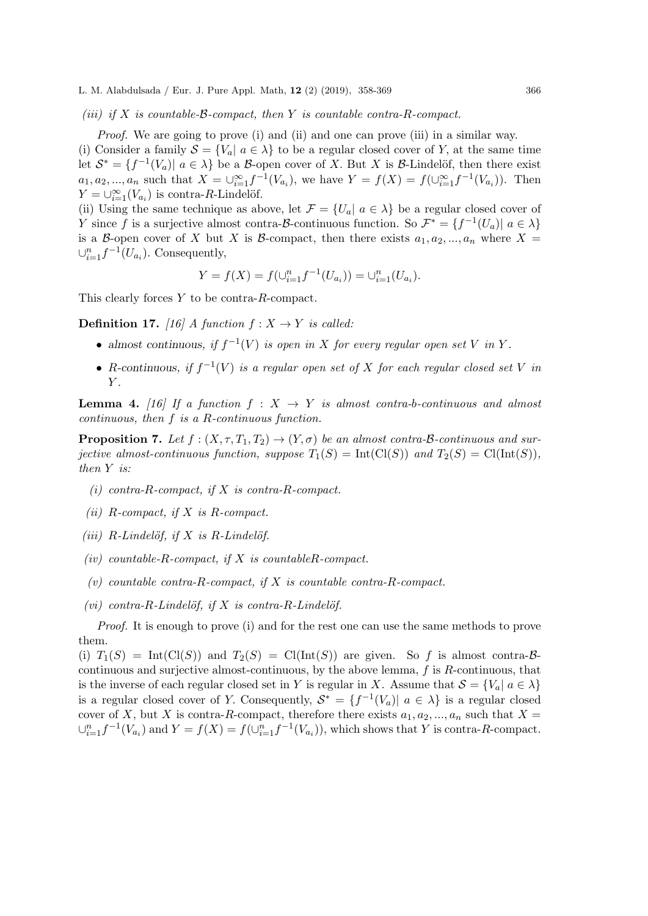*(iii) if $X$ is countable-$\mathcal{B}$-compact, then $Y$ is countable contra-$R$-compact.*

*Proof.* We are going to prove (i) and (ii) and one can prove (iii) in a similar way.
(i) Consider a family $\mathcal{S} = \{V_a | \ a \in \lambda\}$ to be a regular closed cover of $Y$, at the same time let $\mathcal{S}^* = \{f^{-1}(V_a) | \ a \in \lambda\}$ be a $\mathcal{B}$-open cover of $X$. But $X$ is $\mathcal{B}$-Lindelöf, then there exist $a_1, a_2, ..., a_n$ such that $X = \cup_{i=1}^{\infty} f^{-1}(V_{a_i})$, we have $Y = f(X) = f(\cup_{i=1}^{\infty} f^{-1}(V_{a_i}))$. Then $Y = \cup_{i=1}^{\infty}(V_{a_i})$ is contra-$R$-Lindelöf.
(ii) Using the same technique as above, let $\mathcal{F} = \{U_a | \ a \in \lambda\}$ be a regular closed cover of $Y$ since $f$ is a surjective almost contra-$\mathcal{B}$-continuous function. So $\mathcal{F}^* = \{f^{-1}(U_a) | \ a \in \lambda\}$ is a $\mathcal{B}$-open cover of $X$ but $X$ is $\mathcal{B}$-compact, then there exists $a_1, a_2, ..., a_n$ where $X = \cup_{i=1}^{n} f^{-1}(U_{a_i})$. Consequently,

$$Y = f(X) = f(\cup_{i=1}^{n} f^{-1}(U_{a_i})) = \cup_{i=1}^{n}(U_{a_i}).$$

This clearly forces $Y$ to be contra-$R$-compact.

**Definition 17.** *[16] A function $f : X \to Y$ is called:*

- *almost continuous, if $f^{-1}(V)$ is open in $X$ for every regular open set $V$ in $Y$.*
- *$R$-continuous, if $f^{-1}(V)$ is a regular open set of $X$ for each regular closed set $V$ in $Y$.*

**Lemma 4.** *[16] If a function $f : X \to Y$ is almost contra-b-continuous and almost continuous, then $f$ is a $R$-continuous function.*

**Proposition 7.** *Let $f : (X, \tau, T_1, T_2) \to (Y, \sigma)$ be an almost contra-$\mathcal{B}$-continuous and surjective almost-continuous function, suppose $T_1(S) = \text{Int}(\text{Cl}(S))$ and $T_2(S) = \text{Cl}(\text{Int}(S))$, then $Y$ is:*

*(i) contra-$R$-compact, if $X$ is contra-$R$-compact.*

*(ii) $R$-compact, if $X$ is $R$-compact.*

*(iii) $R$-Lindelöf, if $X$ is $R$-Lindelöf.*

*(iv) countable-$R$-compact, if $X$ is countable$R$-compact.*

*(v) countable contra-$R$-compact, if $X$ is countable contra-$R$-compact.*

*(vi) contra-$R$-Lindelöf, if $X$ is contra-$R$-Lindelöf.*

*Proof.* It is enough to prove (i) and for the rest one can use the same methods to prove them.
(i) $T_1(S) = \text{Int}(\text{Cl}(S))$ and $T_2(S) = \text{Cl}(\text{Int}(S))$ are given. So $f$ is almost contra-$\mathcal{B}$-continuous and surjective almost-continuous, by the above lemma, $f$ is $R$-continuous, that is the inverse of each regular closed set in $Y$ is regular in $X$. Assume that $\mathcal{S} = \{V_a | \ a \in \lambda\}$ is a regular closed cover of $Y$. Consequently, $\mathcal{S}^* = \{f^{-1}(V_a) | \ a \in \lambda\}$ is a regular closed cover of $X$, but $X$ is contra-$R$-compact, therefore there exists $a_1, a_2, ..., a_n$ such that $X = \cup_{i=1}^{n} f^{-1}(V_{a_i})$ and $Y = f(X) = f(\cup_{i=1}^{n} f^{-1}(V_{a_i}))$, which shows that $Y$ is contra-$R$-compact.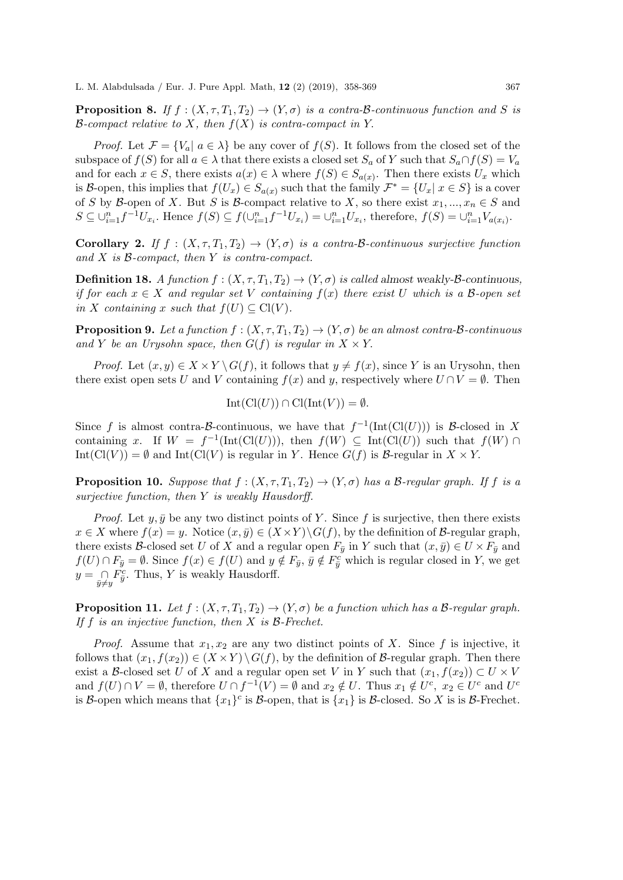**Proposition 8.** *If $f : (X, \tau, T_1, T_2) \to (Y, \sigma)$ is a contra-$\mathcal{B}$-continuous function and $S$ is $\mathcal{B}$-compact relative to $X$, then $f(X)$ is contra-compact in $Y$.*

*Proof.* Let $\mathcal{F} = \{V_a |\ a \in \lambda\}$ be any cover of $f(S)$. It follows from the closed set of the subspace of $f(S)$ for all $a \in \lambda$ that there exists a closed set $S_a$ of $Y$ such that $S_a \cap f(S) = V_a$ and for each $x \in S$, there exists $a(x) \in \lambda$ where $f(S) \in S_{a(x)}$. Then there exists $U_x$ which is $\mathcal{B}$-open, this implies that $f(U_x) \in S_{a(x)}$ such that the family $\mathcal{F}^* = \{U_x |\ x \in S\}$ is a cover of $S$ by $\mathcal{B}$-open of $X$. But $S$ is $\mathcal{B}$-compact relative to $X$, so there exist $x_1, ..., x_n \in S$ and $S \subseteq \cup_{i=1}^{n} f^{-1} U_{x_i}$. Hence $f(S) \subseteq f(\cup_{i=1}^{n} f^{-1} U_{x_i}) = \cup_{i=1}^{n} U_{x_i}$, therefore, $f(S) = \cup_{i=1}^{n} V_{a(x_i)}$.

**Corollary 2.** *If $f : (X, \tau, T_1, T_2) \to (Y, \sigma)$ is a contra-$\mathcal{B}$-continuous surjective function and $X$ is $\mathcal{B}$-compact, then $Y$ is contra-compact.*

**Definition 18.** *A function $f : (X, \tau, T_1, T_2) \to (Y, \sigma)$ is called* almost weakly-$\mathcal{B}$-continuous, *if for each $x \in X$ and regular set $V$ containing $f(x)$ there exist $U$ which is a $\mathcal{B}$-open set in $X$ containing $x$ such that $f(U) \subseteq \mathrm{Cl}(V)$.*

**Proposition 9.** *Let a function $f : (X, \tau, T_1, T_2) \to (Y, \sigma)$ be an almost contra-$\mathcal{B}$-continuous and $Y$ be an Urysohn space, then $G(f)$ is regular in $X \times Y$.*

*Proof.* Let $(x, y) \in X \times Y \setminus G(f)$, it follows that $y \neq f(x)$, since $Y$ is an Urysohn, then there exist open sets $U$ and $V$ containing $f(x)$ and $y$, respectively where $U \cap V = \emptyset$. Then

$$\mathrm{Int}(\mathrm{Cl}(U)) \cap \mathrm{Cl}(\mathrm{Int}(V)) = \emptyset.$$

Since $f$ is almost contra-$\mathcal{B}$-continuous, we have that $f^{-1}(\mathrm{Int}(\mathrm{Cl}(U)))$ is $\mathcal{B}$-closed in $X$ containing $x$. If $W = f^{-1}(\mathrm{Int}(\mathrm{Cl}(U)))$, then $f(W) \subseteq \mathrm{Int}(\mathrm{Cl}(U))$ such that $f(W) \cap \mathrm{Int}(\mathrm{Cl}(V)) = \emptyset$ and $\mathrm{Int}(\mathrm{Cl}(V)$ is regular in $Y$. Hence $G(f)$ is $\mathcal{B}$-regular in $X \times Y$.

**Proposition 10.** *Suppose that $f : (X, \tau, T_1, T_2) \to (Y, \sigma)$ has a $\mathcal{B}$-regular graph. If $f$ is a surjective function, then $Y$ is weakly Hausdorff.*

*Proof.* Let $y, \bar{y}$ be any two distinct points of $Y$. Since $f$ is surjective, then there exists $x \in X$ where $f(x) = y$. Notice $(x, \bar{y}) \in (X \times Y) \setminus G(f)$, by the definition of $\mathcal{B}$-regular graph, there exists $\mathcal{B}$-closed set $U$ of $X$ and a regular open $F_{\bar{y}}$ in $Y$ such that $(x, \bar{y}) \in U \times F_{\bar{y}}$ and $f(U) \cap F_{\bar{y}} = \emptyset$. Since $f(x) \in f(U)$ and $y \notin F_{\bar{y}}$, $\bar{y} \notin F_{\bar{y}}^c$ which is regular closed in $Y$, we get $y = \bigcap_{\bar{y} \neq y} F_{\bar{y}}^c$. Thus, $Y$ is weakly Hausdorff.

**Proposition 11.** *Let $f : (X, \tau, T_1, T_2) \to (Y, \sigma)$ be a function which has a $\mathcal{B}$-regular graph. If $f$ is an injective function, then $X$ is $\mathcal{B}$-Frechet.*

*Proof.* Assume that $x_1, x_2$ are any two distinct points of $X$. Since $f$ is injective, it follows that $(x_1, f(x_2)) \in (X \times Y) \setminus G(f)$, by the definition of $\mathcal{B}$-regular graph. Then there exist a $\mathcal{B}$-closed set $U$ of $X$ and a regular open set $V$ in $Y$ such that $(x_1, f(x_2)) \subset U \times V$ and $f(U) \cap V = \emptyset$, therefore $U \cap f^{-1}(V) = \emptyset$ and $x_2 \notin U$. Thus $x_1 \notin U^c$, $x_2 \in U^c$ and $U^c$ is $\mathcal{B}$-open which means that $\{x_1\}^c$ is $\mathcal{B}$-open, that is $\{x_1\}$ is $\mathcal{B}$-closed. So $X$ is is $\mathcal{B}$-Frechet.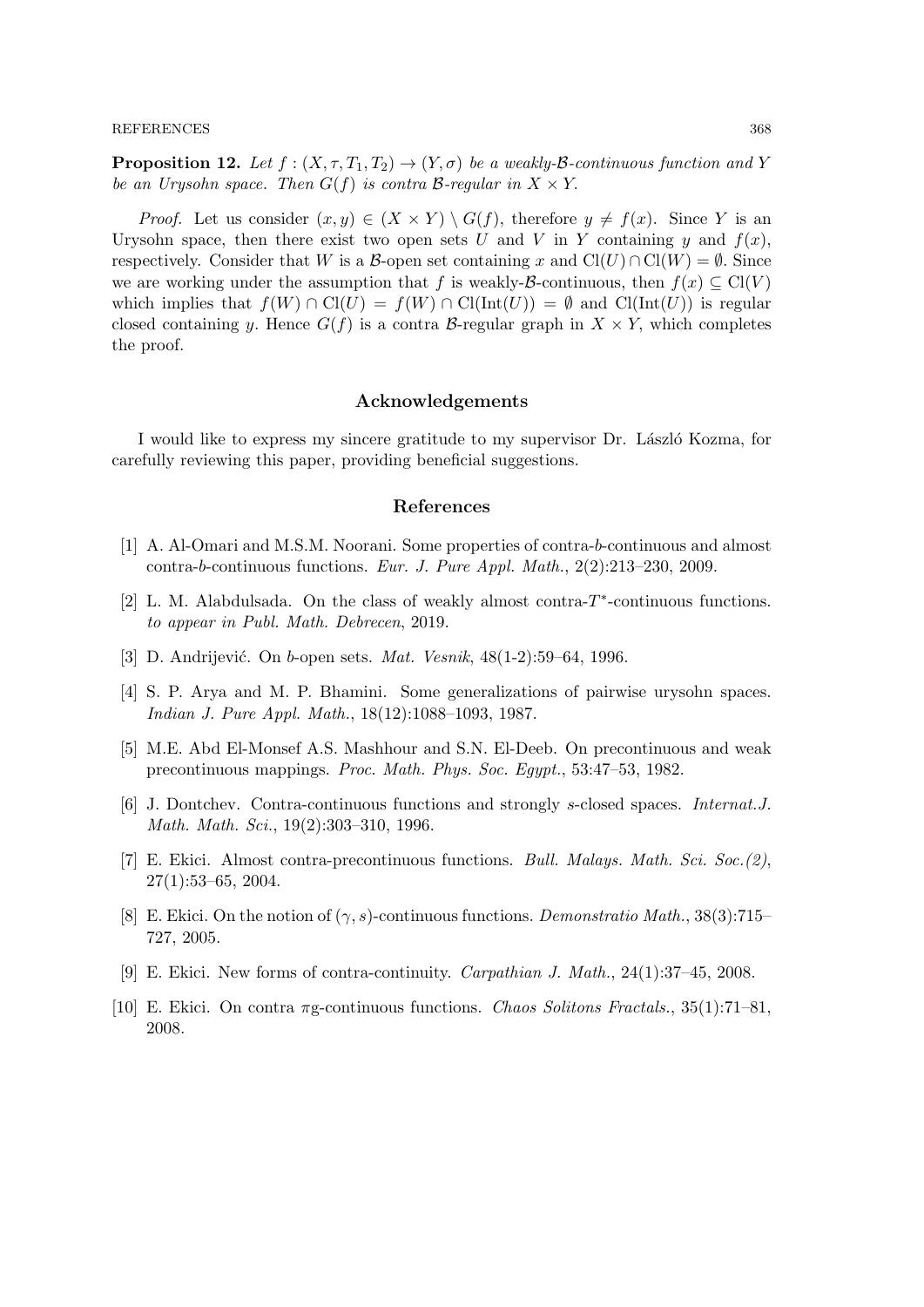**Proposition 12.** *Let $f : (X, \tau, T_1, T_2) \to (Y, \sigma)$ be a weakly-$\mathcal{B}$-continuous function and $Y$ be an Urysohn space. Then $G(f)$ is contra $\mathcal{B}$-regular in $X \times Y$.*

*Proof.* Let us consider $(x, y) \in (X \times Y) \setminus G(f)$, therefore $y \neq f(x)$. Since $Y$ is an Urysohn space, then there exist two open sets $U$ and $V$ in $Y$ containing $y$ and $f(x)$, respectively. Consider that $W$ is a $\mathcal{B}$-open set containing $x$ and $\mathrm{Cl}(U) \cap \mathrm{Cl}(W) = \emptyset$. Since we are working under the assumption that $f$ is weakly-$\mathcal{B}$-continuous, then $f(x) \subseteq \mathrm{Cl}(V)$ which implies that $f(W) \cap \mathrm{Cl}(U) = f(W) \cap \mathrm{Cl}(\mathrm{Int}(U)) = \emptyset$ and $\mathrm{Cl}(\mathrm{Int}(U))$ is regular closed containing $y$. Hence $G(f)$ is a contra $\mathcal{B}$-regular graph in $X \times Y$, which completes the proof.

## Acknowledgements

I would like to express my sincere gratitude to my supervisor Dr. László Kozma, for carefully reviewing this paper, providing beneficial suggestions.

## References

[1] A. Al-Omari and M.S.M. Noorani. Some properties of contra-$b$-continuous and almost contra-$b$-continuous functions. *Eur. J. Pure Appl. Math.*, 2(2):213–230, 2009.

[2] L. M. Alabdulsada. On the class of weakly almost contra-$T^*$-continuous functions. *to appear in Publ. Math. Debrecen*, 2019.

[3] D. Andrijević. On $b$-open sets. *Mat. Vesnik*, 48(1-2):59–64, 1996.

[4] S. P. Arya and M. P. Bhamini. Some generalizations of pairwise urysohn spaces. *Indian J. Pure Appl. Math.*, 18(12):1088–1093, 1987.

[5] M.E. Abd El-Monsef A.S. Mashhour and S.N. El-Deeb. On precontinuous and weak precontinuous mappings. *Proc. Math. Phys. Soc. Egypt.*, 53:47–53, 1982.

[6] J. Dontchev. Contra-continuous functions and strongly $s$-closed spaces. *Internat.J. Math. Math. Sci.*, 19(2):303–310, 1996.

[7] E. Ekici. Almost contra-precontinuous functions. *Bull. Malays. Math. Sci. Soc.(2)*, 27(1):53–65, 2004.

[8] E. Ekici. On the notion of $(\gamma, s)$-continuous functions. *Demonstratio Math.*, 38(3):715–727, 2005.

[9] E. Ekici. New forms of contra-continuity. *Carpathian J. Math.*, 24(1):37–45, 2008.

[10] E. Ekici. On contra $\pi$g-continuous functions. *Chaos Solitons Fractals.*, 35(1):71–81, 2008.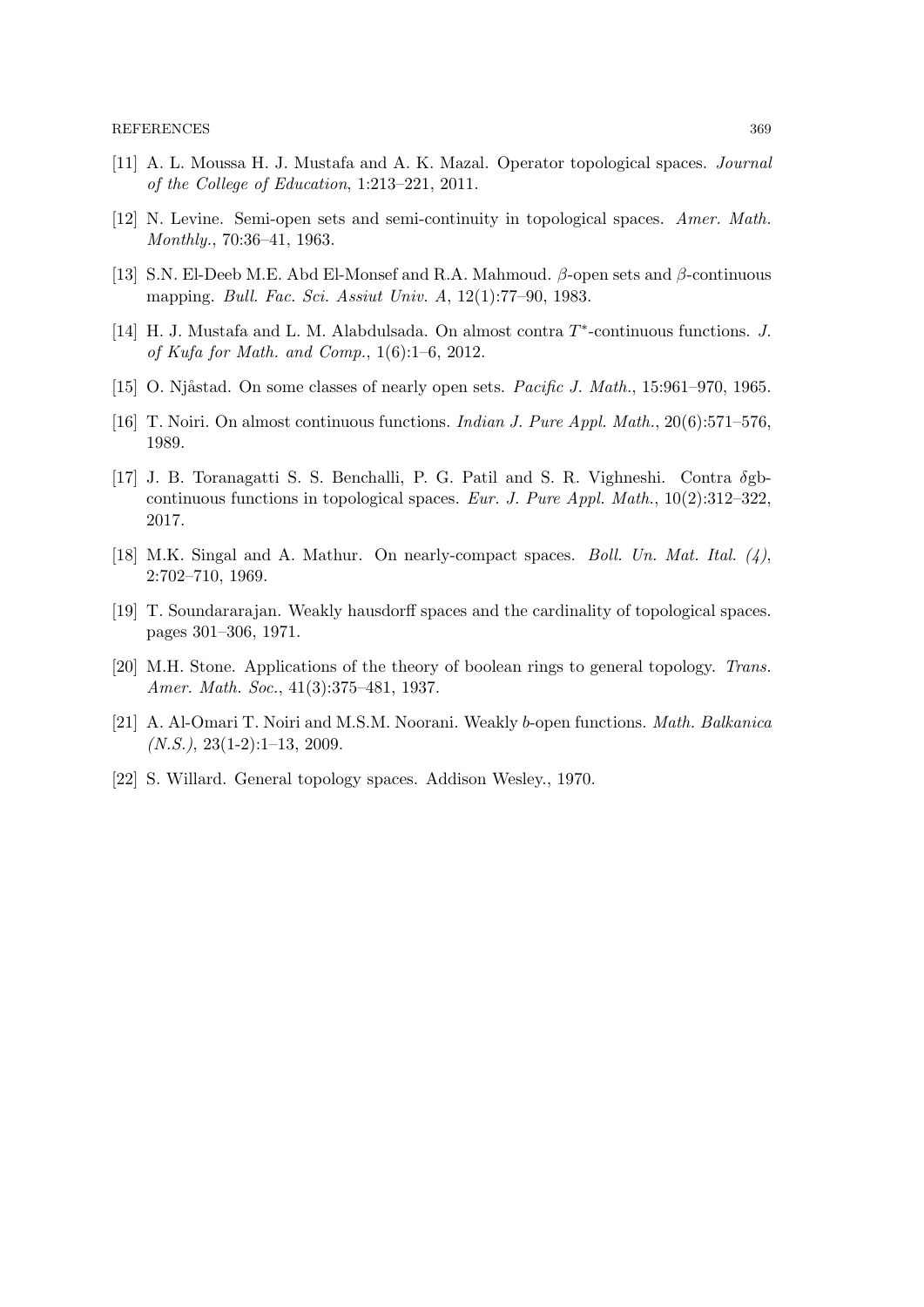[11] A. L. Moussa H. J. Mustafa and A. K. Mazal. Operator topological spaces. *Journal of the College of Education*, 1:213–221, 2011.

[12] N. Levine. Semi-open sets and semi-continuity in topological spaces. *Amer. Math. Monthly.*, 70:36–41, 1963.

[13] S.N. El-Deeb M.E. Abd El-Monsef and R.A. Mahmoud. $\beta$-open sets and $\beta$-continuous mapping. *Bull. Fac. Sci. Assiut Univ. A*, 12(1):77–90, 1983.

[14] H. J. Mustafa and L. M. Alabdulsada. On almost contra $T^*$-continuous functions. *J. of Kufa for Math. and Comp.*, 1(6):1–6, 2012.

[15] O. Njåstad. On some classes of nearly open sets. *Pacific J. Math.*, 15:961–970, 1965.

[16] T. Noiri. On almost continuous functions. *Indian J. Pure Appl. Math.*, 20(6):571–576, 1989.

[17] J. B. Toranagatti S. S. Benchalli, P. G. Patil and S. R. Vighneshi. Contra $\delta$gb-continuous functions in topological spaces. *Eur. J. Pure Appl. Math.*, 10(2):312–322, 2017.

[18] M.K. Singal and A. Mathur. On nearly-compact spaces. *Boll. Un. Mat. Ital. (4)*, 2:702–710, 1969.

[19] T. Soundararajan. Weakly hausdorff spaces and the cardinality of topological spaces. pages 301–306, 1971.

[20] M.H. Stone. Applications of the theory of boolean rings to general topology. *Trans. Amer. Math. Soc.*, 41(3):375–481, 1937.

[21] A. Al-Omari T. Noiri and M.S.M. Noorani. Weakly $b$-open functions. *Math. Balkanica (N.S.)*, 23(1-2):1–13, 2009.

[22] S. Willard. General topology spaces. Addison Wesley., 1970.